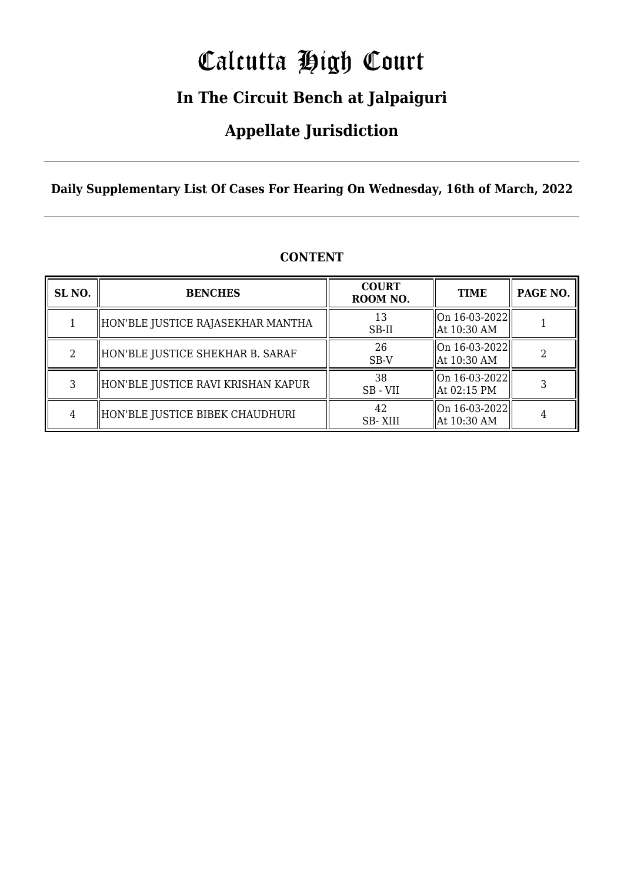# Calcutta High Court

## In The Circuit Bench at Jalpaiguri

## Appellate Jurisdiction

**Daily Supplementary List Of Cases For Hearing On Wednesday, 16th of March, 2022**

**CONTENT**

| SL NO. | BENCHES | COURT ROOM NO. | TIME | PAGE NO. |
|---|---|---|---|---|
| 1 | HON'BLE JUSTICE RAJASEKHAR MANTHA | 13 SB-II | On 16-03-2022 At 10:30 AM | 1 |
| 2 | HON'BLE JUSTICE SHEKHAR B. SARAF | 26 SB-V | On 16-03-2022 At 10:30 AM | 2 |
| 3 | HON'BLE JUSTICE RAVI KRISHAN KAPUR | 38 SB - VII | On 16-03-2022 At 02:15 PM | 3 |
| 4 | HON'BLE JUSTICE BIBEK CHAUDHURI | 42 SB- XIII | On 16-03-2022 At 10:30 AM | 4 |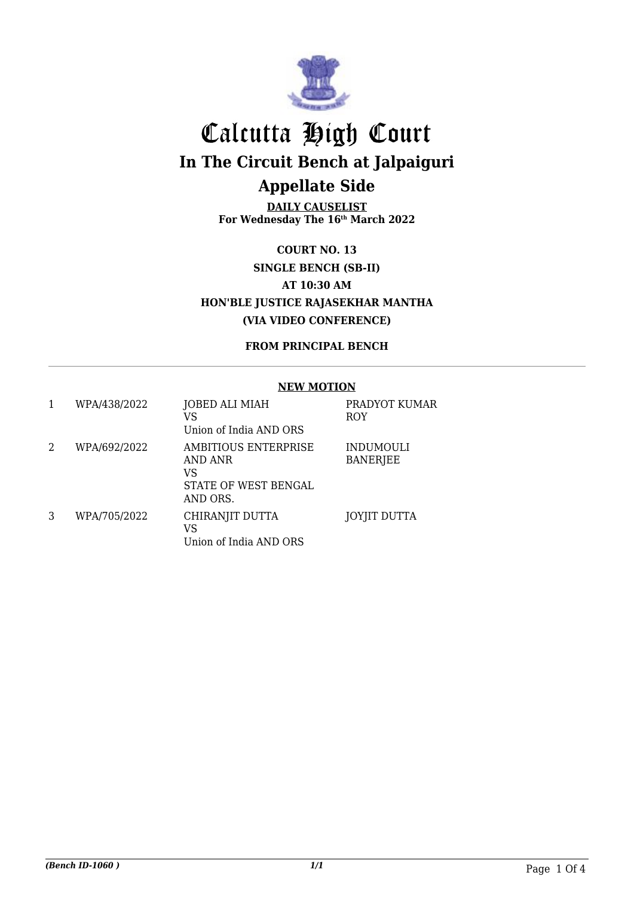# Calcutta High Court

## In The Circuit Bench at Jalpaiguri

## Appellate Side

**DAILY CAUSELIST**
**For Wednesday The 16th March 2022**

**COURT NO. 13**

**SINGLE BENCH (SB-II)**

**AT 10:30 AM**

**HON'BLE JUSTICE RAJASEKHAR MANTHA**

**(VIA VIDEO CONFERENCE)**

**FROM PRINCIPAL BENCH**

**NEW MOTION**

| | | | |
|---|---|---|---|
| 1 | WPA/438/2022 | JOBED ALI MIAH<br>VS<br>Union of India AND ORS | PRADYOT KUMAR ROY |
| 2 | WPA/692/2022 | AMBITIOUS ENTERPRISE AND ANR<br>VS<br>STATE OF WEST BENGAL AND ORS. | INDUMOULI BANERJEE |
| 3 | WPA/705/2022 | CHIRANJIT DUTTA<br>VS<br>Union of India AND ORS | JOYJIT DUTTA |

*(Bench ID-1060 )* *1/1*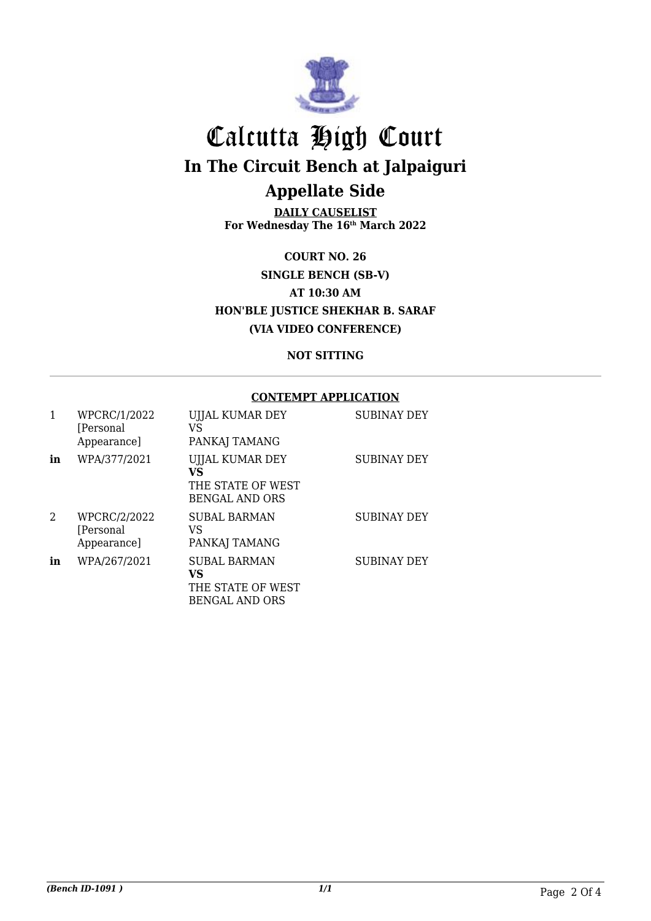# Calcutta High Court

## In The Circuit Bench at Jalpaiguri

## Appellate Side

**DAILY CAUSELIST**
**For Wednesday The 16th March 2022**

**COURT NO. 26**
**SINGLE BENCH (SB-V)**
**AT 10:30 AM**
**HON'BLE JUSTICE SHEKHAR B. SARAF**
**(VIA VIDEO CONFERENCE)**

**NOT SITTING**

**CONTEMPT APPLICATION**

| | | | |
|---|---|---|---|
| 1 | WPCRC/1/2022 [Personal Appearance] | UJJAL KUMAR DEY VS PANKAJ TAMANG | SUBINAY DEY |
| **in** | WPA/377/2021 | UJJAL KUMAR DEY **VS** THE STATE OF WEST BENGAL AND ORS | SUBINAY DEY |
| 2 | WPCRC/2/2022 [Personal Appearance] | SUBAL BARMAN VS PANKAJ TAMANG | SUBINAY DEY |
| **in** | WPA/267/2021 | SUBAL BARMAN **VS** THE STATE OF WEST BENGAL AND ORS | SUBINAY DEY |

*(Bench ID-1091 )* *1/1*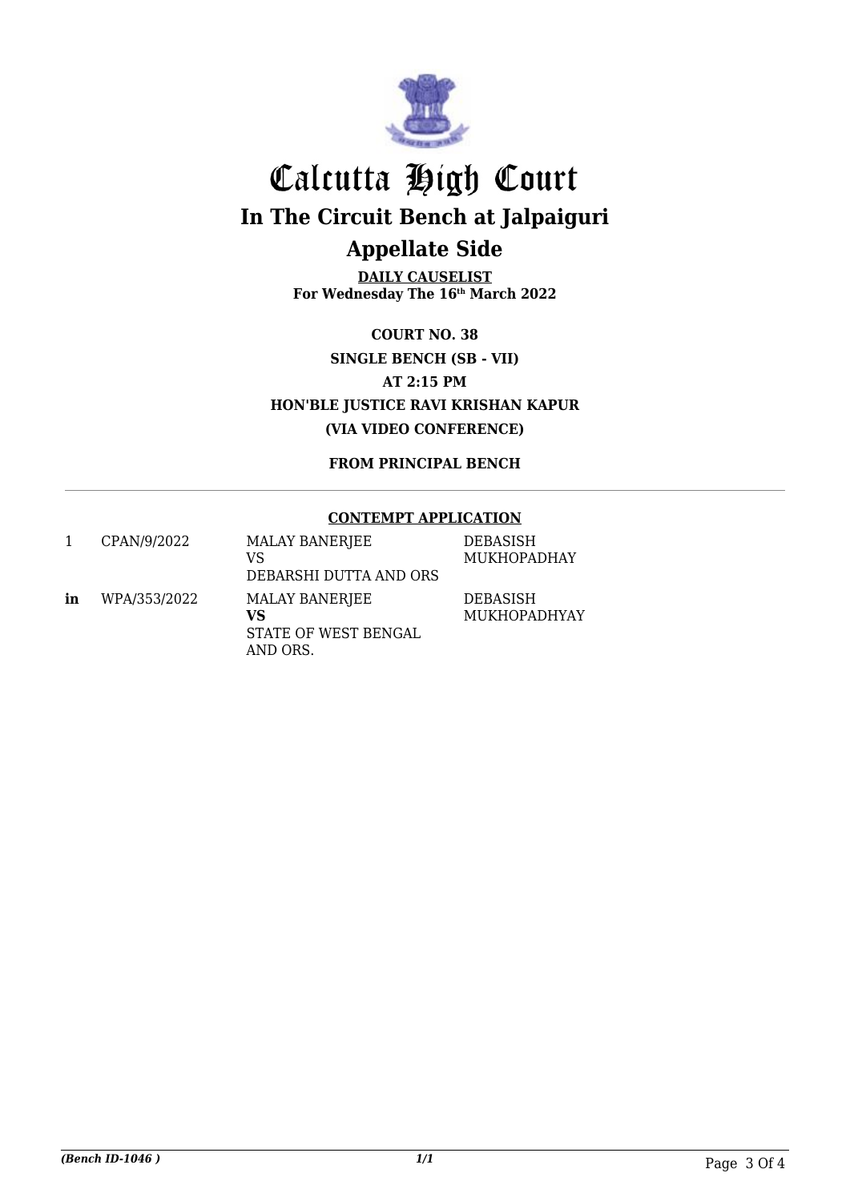# Calcutta High Court

## In The Circuit Bench at Jalpaiguri

## Appellate Side

**DAILY CAUSELIST**
**For Wednesday The 16th March 2022**

**COURT NO. 38**
**SINGLE BENCH (SB - VII)**
**AT 2:15 PM**
**HON'BLE JUSTICE RAVI KRISHAN KAPUR**
**(VIA VIDEO CONFERENCE)**

**FROM PRINCIPAL BENCH**

**CONTEMPT APPLICATION**

| | | | |
|---|---|---|---|
| 1 | CPAN/9/2022 | MALAY BANERJEE<br>VS<br>DEBARSHI DUTTA AND ORS | DEBASISH MUKHOPADHAY |
| **in** | WPA/353/2022 | MALAY BANERJEE<br>**VS**<br>STATE OF WEST BENGAL AND ORS. | DEBASISH MUKHOPADHYAY |

*(Bench ID-1046 )*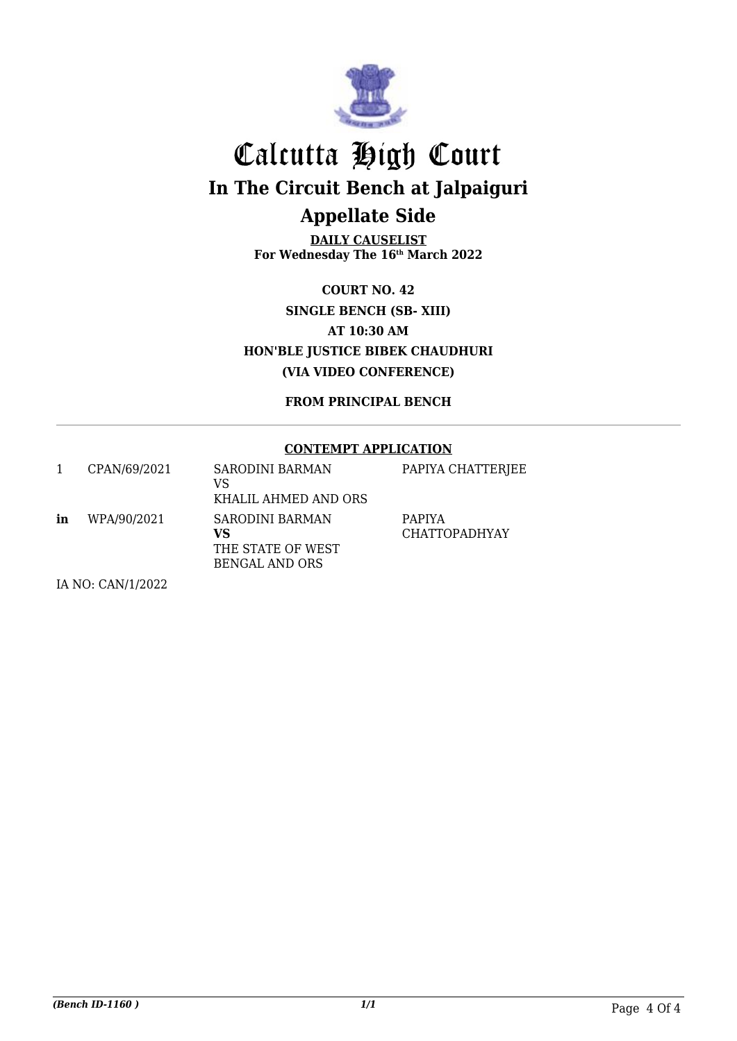# Calcutta High Court

## In The Circuit Bench at Jalpaiguri

## Appellate Side

**DAILY CAUSELIST**
**For Wednesday The 16th March 2022**

**COURT NO. 42**
**SINGLE BENCH (SB- XIII)**
**AT 10:30 AM**
**HON'BLE JUSTICE BIBEK CHAUDHURI**
**(VIA VIDEO CONFERENCE)**

**FROM PRINCIPAL BENCH**

**CONTEMPT APPLICATION**

| | | | |
|---|---|---|---|
| 1 | CPAN/69/2021 | SARODINI BARMAN<br>VS<br>KHALIL AHMED AND ORS | PAPIYA CHATTERJEE |
| **in** | WPA/90/2021 | SARODINI BARMAN<br>**VS**<br>THE STATE OF WEST BENGAL AND ORS | PAPIYA CHATTOPADHYAY |

IA NO: CAN/1/2022

*(Bench ID-1160 )*